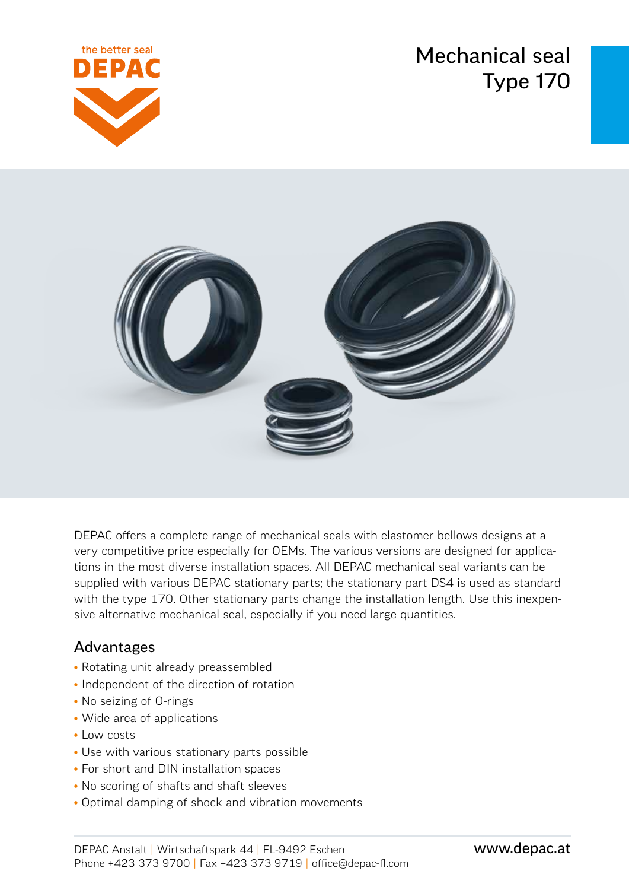# Mechanical seal Type 170

DEPAC offers a complete range of mechanical seals with elastomer bellows designs at a very competitive price especially for OEMs. The various versions are designed for applications in the most diverse installation spaces. All DEPAC mechanical seal variants can be supplied with various DEPAC stationary parts; the stationary part DS4 is used as standard with the type 170. Other stationary parts change the installation length. Use this inexpensive alternative mechanical seal, especially if you need large quantities.

## Advantages

- Rotating unit already preassembled
- Independent of the direction of rotation
- No seizing of O-rings
- Wide area of applications
- Low costs
- Use with various stationary parts possible
- For short and DIN installation spaces
- No scoring of shafts and shaft sleeves
- Optimal damping of shock and vibration movements

DEPAC Anstalt | Wirtschaftspark 44 | FL-9492 Eschen
Phone +423 373 9700 | Fax +423 373 9719 | office@depac-fl.com

www.depac.at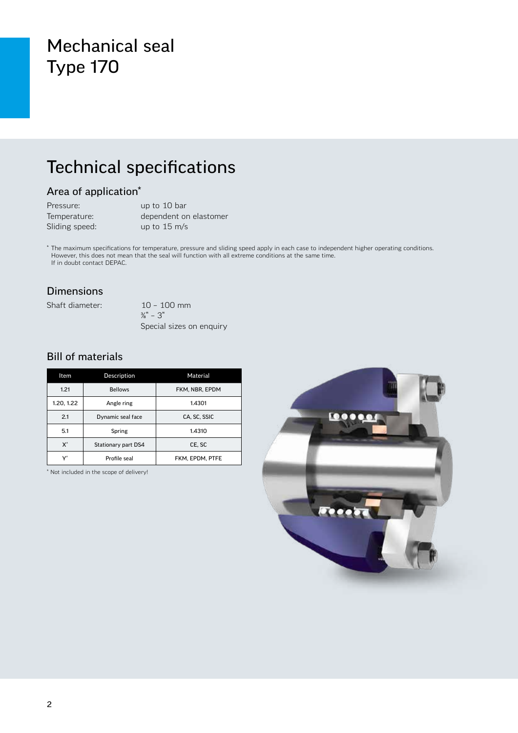# Mechanical seal
# Type 170

## Technical specifications

### Area of application*

Pressure: up to 10 bar
Temperature: dependent on elastomer
Sliding speed: up to 15 m/s

* The maximum specifications for temperature, pressure and sliding speed apply in each case to independent higher operating conditions. However, this does not mean that the seal will function with all extreme conditions at the same time. If in doubt contact DEPAC.

### Dimensions

Shaft diameter: 10 – 100 mm
⅜" – 3"
Special sizes on enquiry

### Bill of materials

| Item | Description | Material |
|---|---|---|
| 1.21 | Bellows | FKM, NBR, EPDM |
| 1.20, 1.22 | Angle ring | 1.4301 |
| 2.1 | Dynamic seal face | CA, SC, SSIC |
| 5.1 | Spring | 1.4310 |
| X* | Stationary part DS4 | CE, SC |
| Y* | Profile seal | FKM, EPDM, PTFE |

* Not included in the scope of delivery!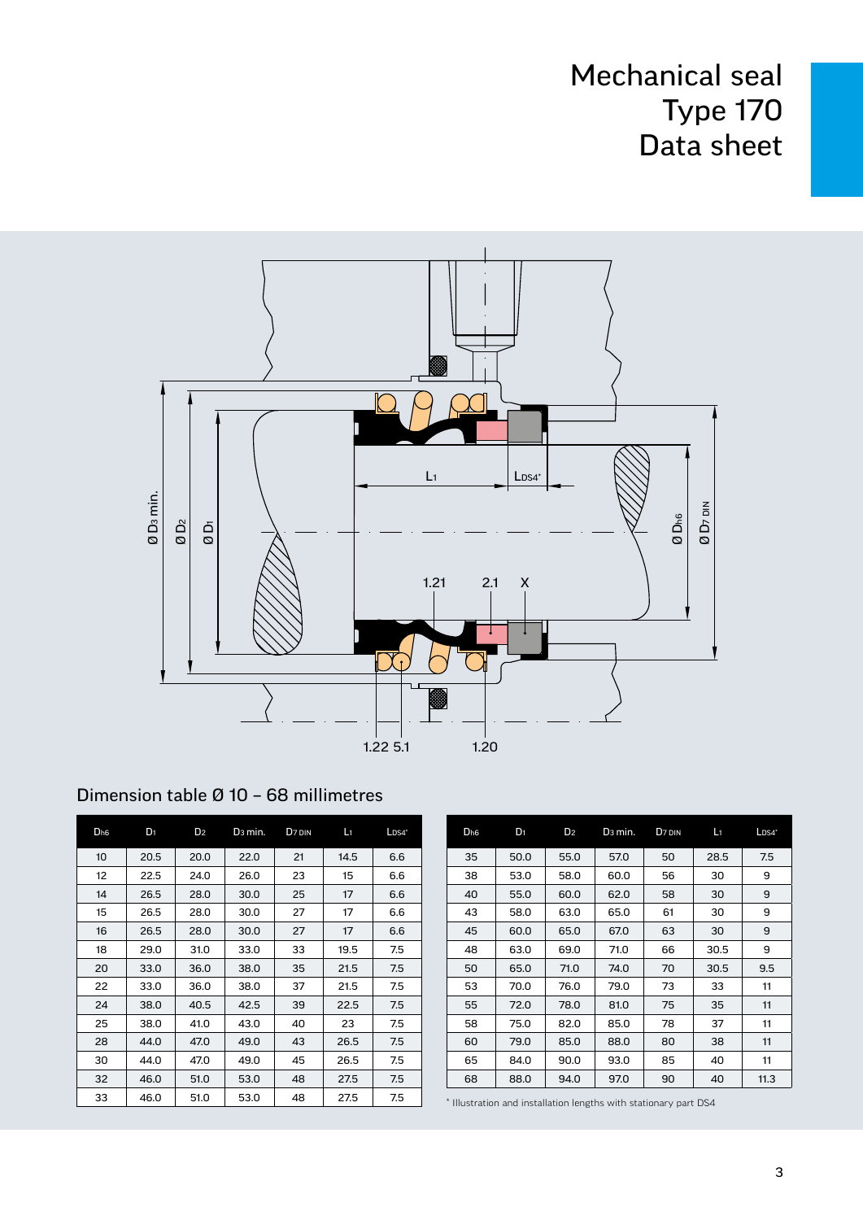# Mechanical seal Type 170 Data sheet

## Dimension table Ø 10 – 68 millimetres

| $D_{h6}$ | $D_1$ | $D_2$ | $D_3$ min. | $D_{7\,DIN}$ | $L_1$ | $L_{DS4}$* |
|---|---|---|---|---|---|---|
| 10 | 20.5 | 20.0 | 22.0 | 21 | 14.5 | 6.6 |
| 12 | 22.5 | 24.0 | 26.0 | 23 | 15 | 6.6 |
| 14 | 26.5 | 28.0 | 30.0 | 25 | 17 | 6.6 |
| 15 | 26.5 | 28.0 | 30.0 | 27 | 17 | 6.6 |
| 16 | 26.5 | 28.0 | 30.0 | 27 | 17 | 6.6 |
| 18 | 29.0 | 31.0 | 33.0 | 33 | 19.5 | 7.5 |
| 20 | 33.0 | 36.0 | 38.0 | 35 | 21.5 | 7.5 |
| 22 | 33.0 | 36.0 | 38.0 | 37 | 21.5 | 7.5 |
| 24 | 38.0 | 40.5 | 42.5 | 39 | 22.5 | 7.5 |
| 25 | 38.0 | 41.0 | 43.0 | 40 | 23 | 7.5 |
| 28 | 44.0 | 47.0 | 49.0 | 43 | 26.5 | 7.5 |
| 30 | 44.0 | 47.0 | 49.0 | 45 | 26.5 | 7.5 |
| 32 | 46.0 | 51.0 | 53.0 | 48 | 27.5 | 7.5 |
| 33 | 46.0 | 51.0 | 53.0 | 48 | 27.5 | 7.5 |
| 35 | 50.0 | 55.0 | 57.0 | 50 | 28.5 | 7.5 |
| 38 | 53.0 | 58.0 | 60.0 | 56 | 30 | 9 |
| 40 | 55.0 | 60.0 | 62.0 | 58 | 30 | 9 |
| 43 | 58.0 | 63.0 | 65.0 | 61 | 30 | 9 |
| 45 | 60.0 | 65.0 | 67.0 | 63 | 30 | 9 |
| 48 | 63.0 | 69.0 | 71.0 | 66 | 30.5 | 9 |
| 50 | 65.0 | 71.0 | 74.0 | 70 | 30.5 | 9.5 |
| 53 | 70.0 | 76.0 | 79.0 | 73 | 33 | 11 |
| 55 | 72.0 | 78.0 | 81.0 | 75 | 35 | 11 |
| 58 | 75.0 | 82.0 | 85.0 | 78 | 37 | 11 |
| 60 | 79.0 | 85.0 | 88.0 | 80 | 38 | 11 |
| 65 | 84.0 | 90.0 | 93.0 | 85 | 40 | 11 |
| 68 | 88.0 | 94.0 | 97.0 | 90 | 40 | 11.3 |

* Illustration and installation lengths with stationary part DS4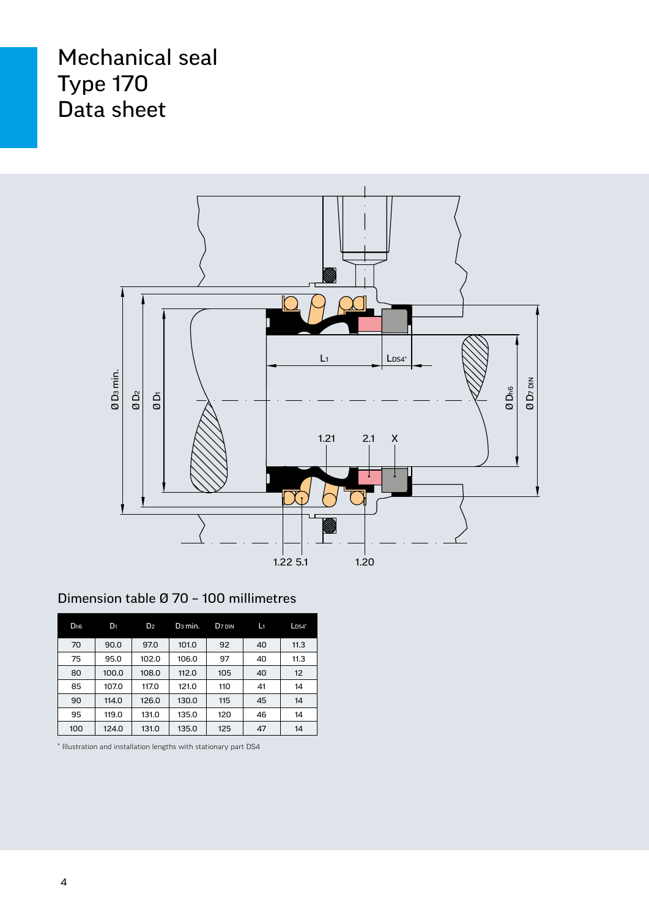# Mechanical seal
# Type 170
# Data sheet

## Dimension table Ø 70 – 100 millimetres

| $D_{h6}$ | $D_1$ | $D_2$ | $D_3$ min. | $D_{7\,DIN}$ | $L_1$ | $L_{DS4^*}$ |
|---|---|---|---|---|---|---|
| 70 | 90.0 | 97.0 | 101.0 | 92 | 40 | 11.3 |
| 75 | 95.0 | 102.0 | 106.0 | 97 | 40 | 11.3 |
| 80 | 100.0 | 108.0 | 112.0 | 105 | 40 | 12 |
| 85 | 107.0 | 117.0 | 121.0 | 110 | 41 | 14 |
| 90 | 114.0 | 126.0 | 130.0 | 115 | 45 | 14 |
| 95 | 119.0 | 131.0 | 135.0 | 120 | 46 | 14 |
| 100 | 124.0 | 131.0 | 135.0 | 125 | 47 | 14 |

* Illustration and installation lengths with stationary part DS4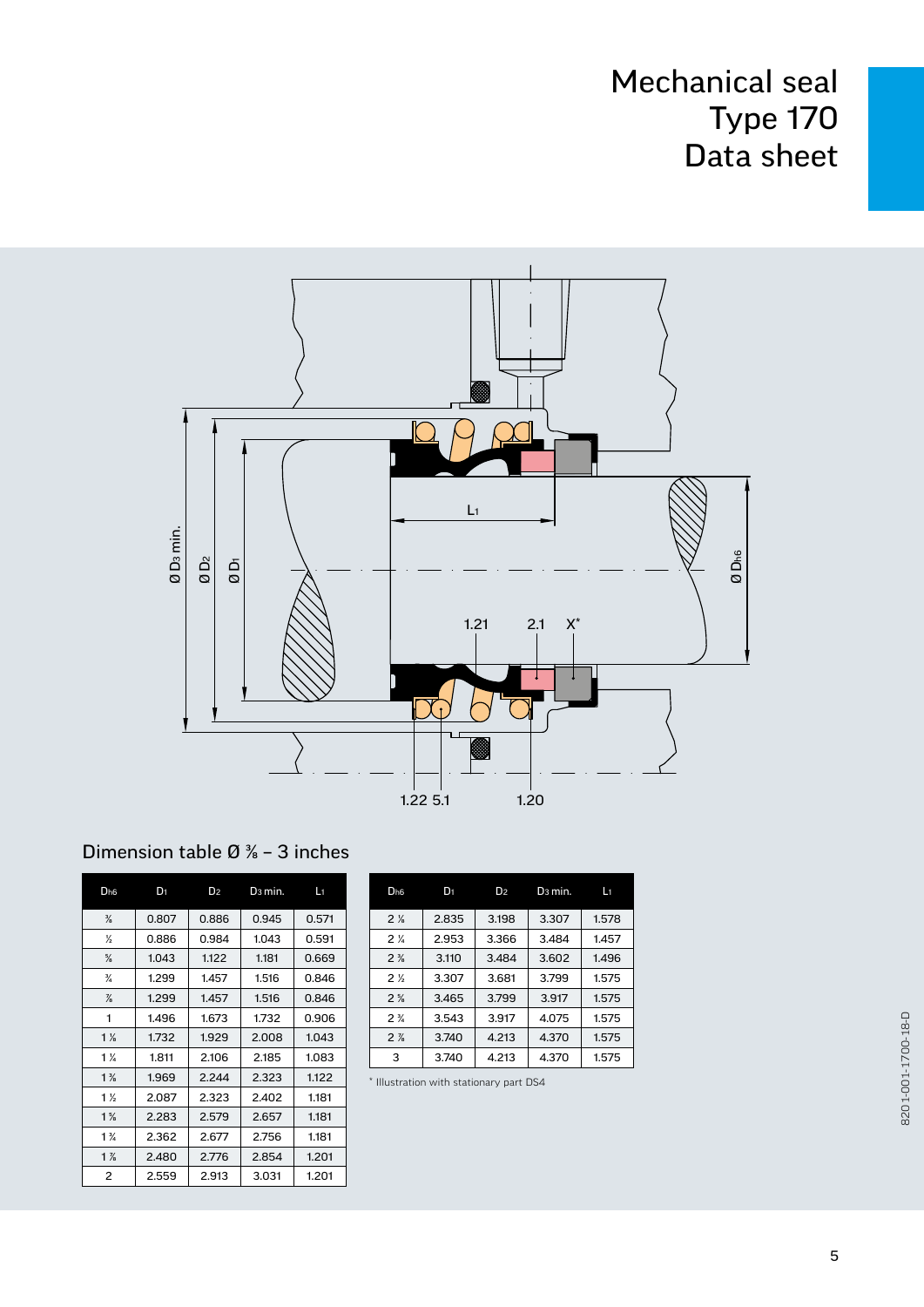# Mechanical seal Type 170 Data sheet

Ø D3 min.
Ø D2
Ø D1
L1
1.21
2.1
X*
Ø Dh6
1.22 5.1
1.20

## Dimension table Ø ⅜ – 3 inches

| $D_{h6}$ | $D_1$ | $D_2$ | $D_3$ min. | $L_1$ |
|---|---|---|---|---|
| ⅜ | 0.807 | 0.886 | 0.945 | 0.571 |
| ½ | 0.886 | 0.984 | 1.043 | 0.591 |
| ⅝ | 1.043 | 1.122 | 1.181 | 0.669 |
| ¾ | 1.299 | 1.457 | 1.516 | 0.846 |
| ⅞ | 1.299 | 1.457 | 1.516 | 0.846 |
| 1 | 1.496 | 1.673 | 1.732 | 0.906 |
| 1 ⅛ | 1.732 | 1.929 | 2.008 | 1.043 |
| 1 ¼ | 1.811 | 2.106 | 2.185 | 1.083 |
| 1 ⅜ | 1.969 | 2.244 | 2.323 | 1.122 |
| 1 ½ | 2.087 | 2.323 | 2.402 | 1.181 |
| 1 ⅝ | 2.283 | 2.579 | 2.657 | 1.181 |
| 1 ¾ | 2.362 | 2.677 | 2.756 | 1.181 |
| 1 ⅞ | 2.480 | 2.776 | 2.854 | 1.201 |
| 2 | 2.559 | 2.913 | 3.031 | 1.201 |

| $D_{h6}$ | $D_1$ | $D_2$ | $D_3$ min. | $L_1$ |
|---|---|---|---|---|
| 2 ⅛ | 2.835 | 3.198 | 3.307 | 1.578 |
| 2 ¼ | 2.953 | 3.366 | 3.484 | 1.457 |
| 2 ⅜ | 3.110 | 3.484 | 3.602 | 1.496 |
| 2 ½ | 3.307 | 3.681 | 3.799 | 1.575 |
| 2 ⅝ | 3.465 | 3.799 | 3.917 | 1.575 |
| 2 ¾ | 3.543 | 3.917 | 4.075 | 1.575 |
| 2 ⅞ | 3.740 | 4.213 | 4.370 | 1.575 |
| 3 | 3.740 | 4.213 | 4.370 | 1.575 |

* Illustration with stationary part DS4

8201-001-1700-18-D